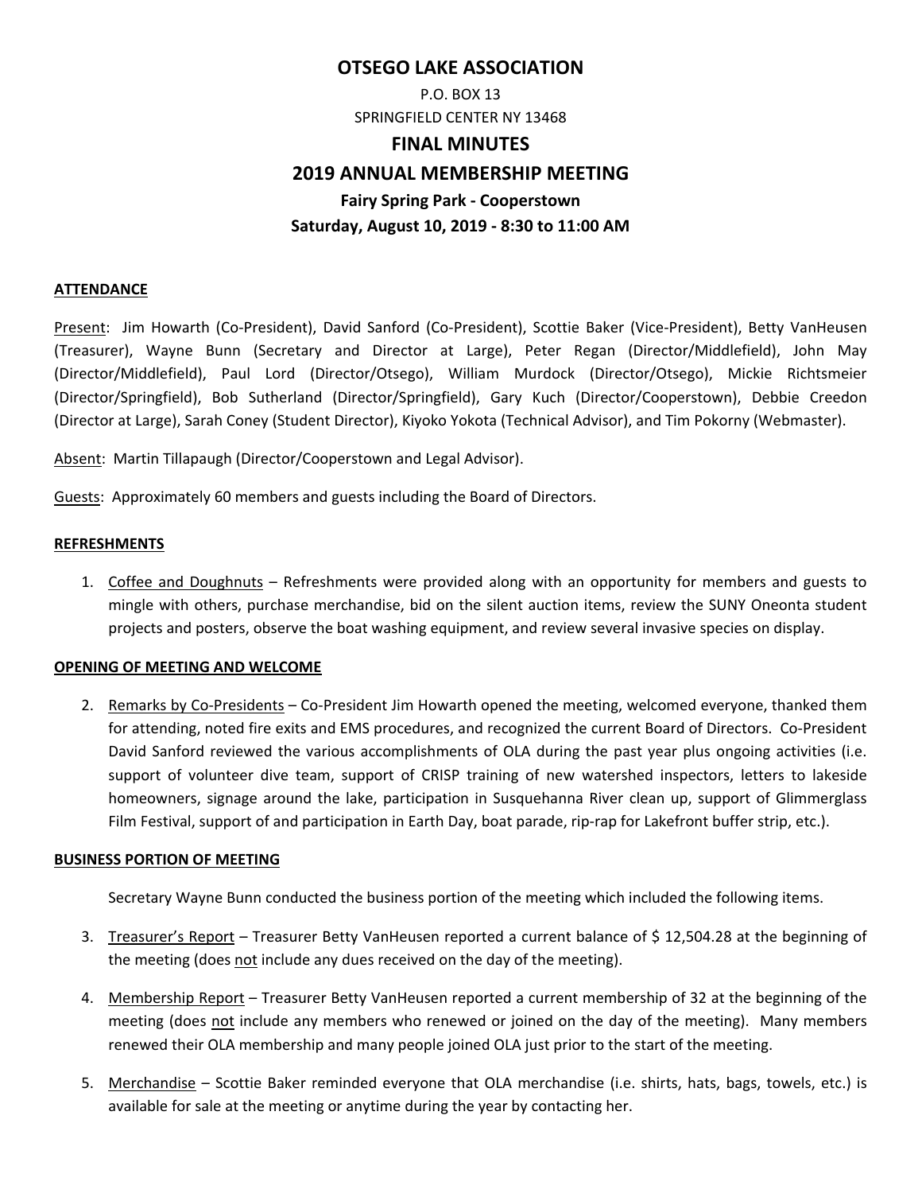# OTSEGO LAKE ASSOCIATION

P.O. BOX 13
SPRINGFIELD CENTER NY 13468

## FINAL MINUTES

## 2019 ANNUAL MEMBERSHIP MEETING

### Fairy Spring Park - Cooperstown

### Saturday, August 10, 2019 - 8:30 to 11:00 AM

**ATTENDANCE**

Present: Jim Howarth (Co-President), David Sanford (Co-President), Scottie Baker (Vice-President), Betty VanHeusen (Treasurer), Wayne Bunn (Secretary and Director at Large), Peter Regan (Director/Middlefield), John May (Director/Middlefield), Paul Lord (Director/Otsego), William Murdock (Director/Otsego), Mickie Richtsmeier (Director/Springfield), Bob Sutherland (Director/Springfield), Gary Kuch (Director/Cooperstown), Debbie Creedon (Director at Large), Sarah Coney (Student Director), Kiyoko Yokota (Technical Advisor), and Tim Pokorny (Webmaster).

Absent: Martin Tillapaugh (Director/Cooperstown and Legal Advisor).

Guests: Approximately 60 members and guests including the Board of Directors.

**REFRESHMENTS**

1. Coffee and Doughnuts – Refreshments were provided along with an opportunity for members and guests to mingle with others, purchase merchandise, bid on the silent auction items, review the SUNY Oneonta student projects and posters, observe the boat washing equipment, and review several invasive species on display.

**OPENING OF MEETING AND WELCOME**

2. Remarks by Co-Presidents – Co-President Jim Howarth opened the meeting, welcomed everyone, thanked them for attending, noted fire exits and EMS procedures, and recognized the current Board of Directors. Co-President David Sanford reviewed the various accomplishments of OLA during the past year plus ongoing activities (i.e. support of volunteer dive team, support of CRISP training of new watershed inspectors, letters to lakeside homeowners, signage around the lake, participation in Susquehanna River clean up, support of Glimmerglass Film Festival, support of and participation in Earth Day, boat parade, rip-rap for Lakefront buffer strip, etc.).

**BUSINESS PORTION OF MEETING**

Secretary Wayne Bunn conducted the business portion of the meeting which included the following items.

3. Treasurer's Report – Treasurer Betty VanHeusen reported a current balance of $ 12,504.28 at the beginning of the meeting (does not include any dues received on the day of the meeting).

4. Membership Report – Treasurer Betty VanHeusen reported a current membership of 32 at the beginning of the meeting (does not include any members who renewed or joined on the day of the meeting). Many members renewed their OLA membership and many people joined OLA just prior to the start of the meeting.

5. Merchandise – Scottie Baker reminded everyone that OLA merchandise (i.e. shirts, hats, bags, towels, etc.) is available for sale at the meeting or anytime during the year by contacting her.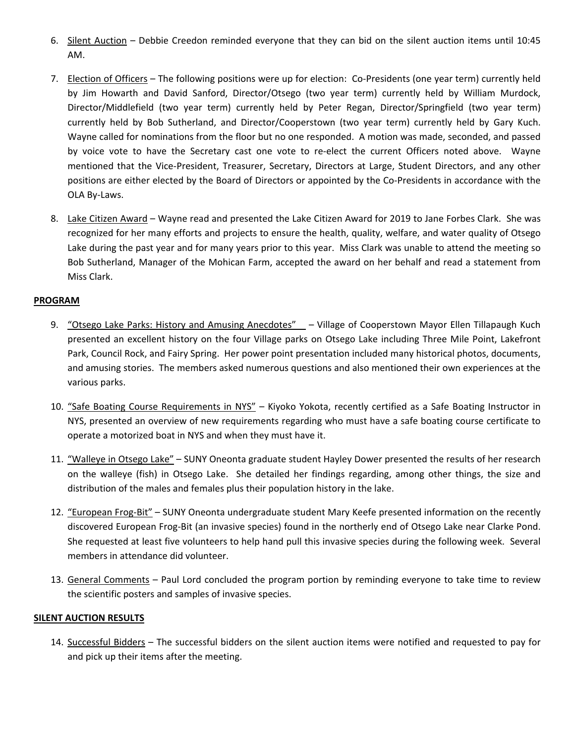6. Silent Auction – Debbie Creedon reminded everyone that they can bid on the silent auction items until 10:45 AM.

7. Election of Officers – The following positions were up for election: Co-Presidents (one year term) currently held by Jim Howarth and David Sanford, Director/Otsego (two year term) currently held by William Murdock, Director/Middlefield (two year term) currently held by Peter Regan, Director/Springfield (two year term) currently held by Bob Sutherland, and Director/Cooperstown (two year term) currently held by Gary Kuch. Wayne called for nominations from the floor but no one responded. A motion was made, seconded, and passed by voice vote to have the Secretary cast one vote to re-elect the current Officers noted above. Wayne mentioned that the Vice-President, Treasurer, Secretary, Directors at Large, Student Directors, and any other positions are either elected by the Board of Directors or appointed by the Co-Presidents in accordance with the OLA By-Laws.

8. Lake Citizen Award – Wayne read and presented the Lake Citizen Award for 2019 to Jane Forbes Clark. She was recognized for her many efforts and projects to ensure the health, quality, welfare, and water quality of Otsego Lake during the past year and for many years prior to this year. Miss Clark was unable to attend the meeting so Bob Sutherland, Manager of the Mohican Farm, accepted the award on her behalf and read a statement from Miss Clark.

**PROGRAM**

9. "Otsego Lake Parks: History and Amusing Anecdotes" – Village of Cooperstown Mayor Ellen Tillapaugh Kuch presented an excellent history on the four Village parks on Otsego Lake including Three Mile Point, Lakefront Park, Council Rock, and Fairy Spring. Her power point presentation included many historical photos, documents, and amusing stories. The members asked numerous questions and also mentioned their own experiences at the various parks.

10. "Safe Boating Course Requirements in NYS" – Kiyoko Yokota, recently certified as a Safe Boating Instructor in NYS, presented an overview of new requirements regarding who must have a safe boating course certificate to operate a motorized boat in NYS and when they must have it.

11. "Walleye in Otsego Lake" – SUNY Oneonta graduate student Hayley Dower presented the results of her research on the walleye (fish) in Otsego Lake. She detailed her findings regarding, among other things, the size and distribution of the males and females plus their population history in the lake.

12. "European Frog-Bit" – SUNY Oneonta undergraduate student Mary Keefe presented information on the recently discovered European Frog-Bit (an invasive species) found in the northerly end of Otsego Lake near Clarke Pond. She requested at least five volunteers to help hand pull this invasive species during the following week. Several members in attendance did volunteer.

13. General Comments – Paul Lord concluded the program portion by reminding everyone to take time to review the scientific posters and samples of invasive species.

**SILENT AUCTION RESULTS**

14. Successful Bidders – The successful bidders on the silent auction items were notified and requested to pay for and pick up their items after the meeting.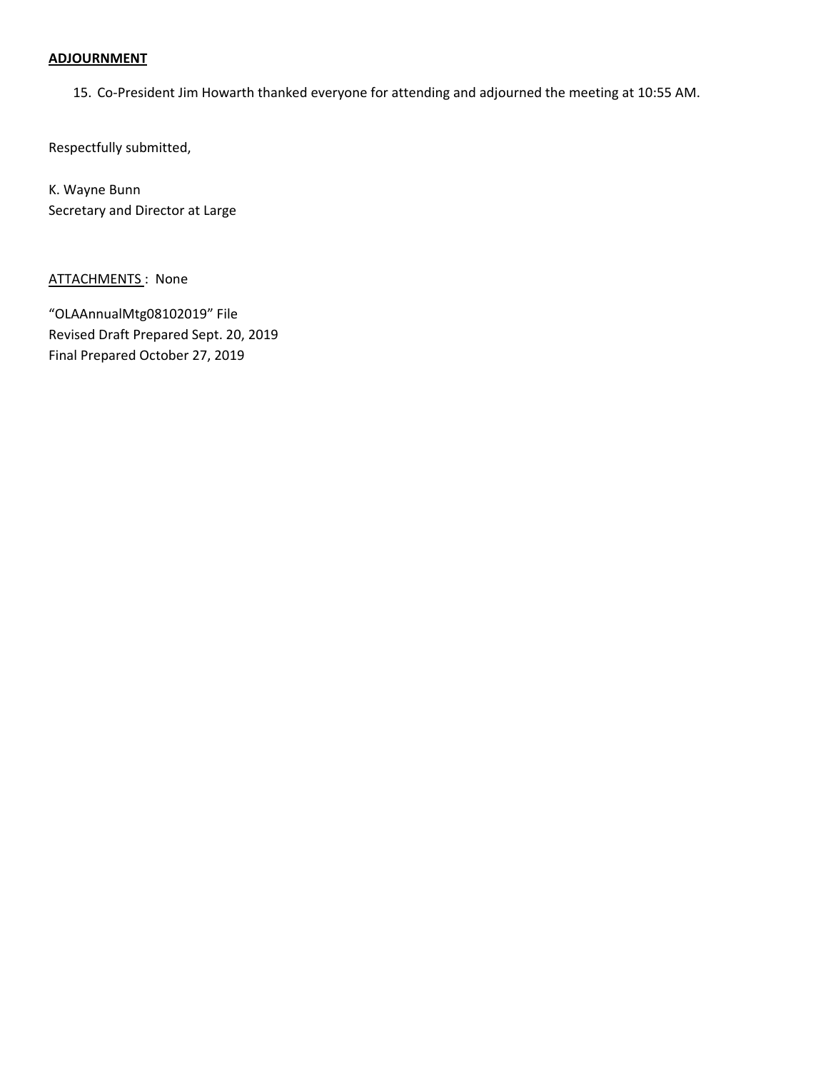**ADJOURNMENT**

15. Co-President Jim Howarth thanked everyone for attending and adjourned the meeting at 10:55 AM.

Respectfully submitted,

K. Wayne Bunn
Secretary and Director at Large

ATTACHMENTS : None

"OLAAnnualMtg08102019" File
Revised Draft Prepared Sept. 20, 2019
Final Prepared October 27, 2019